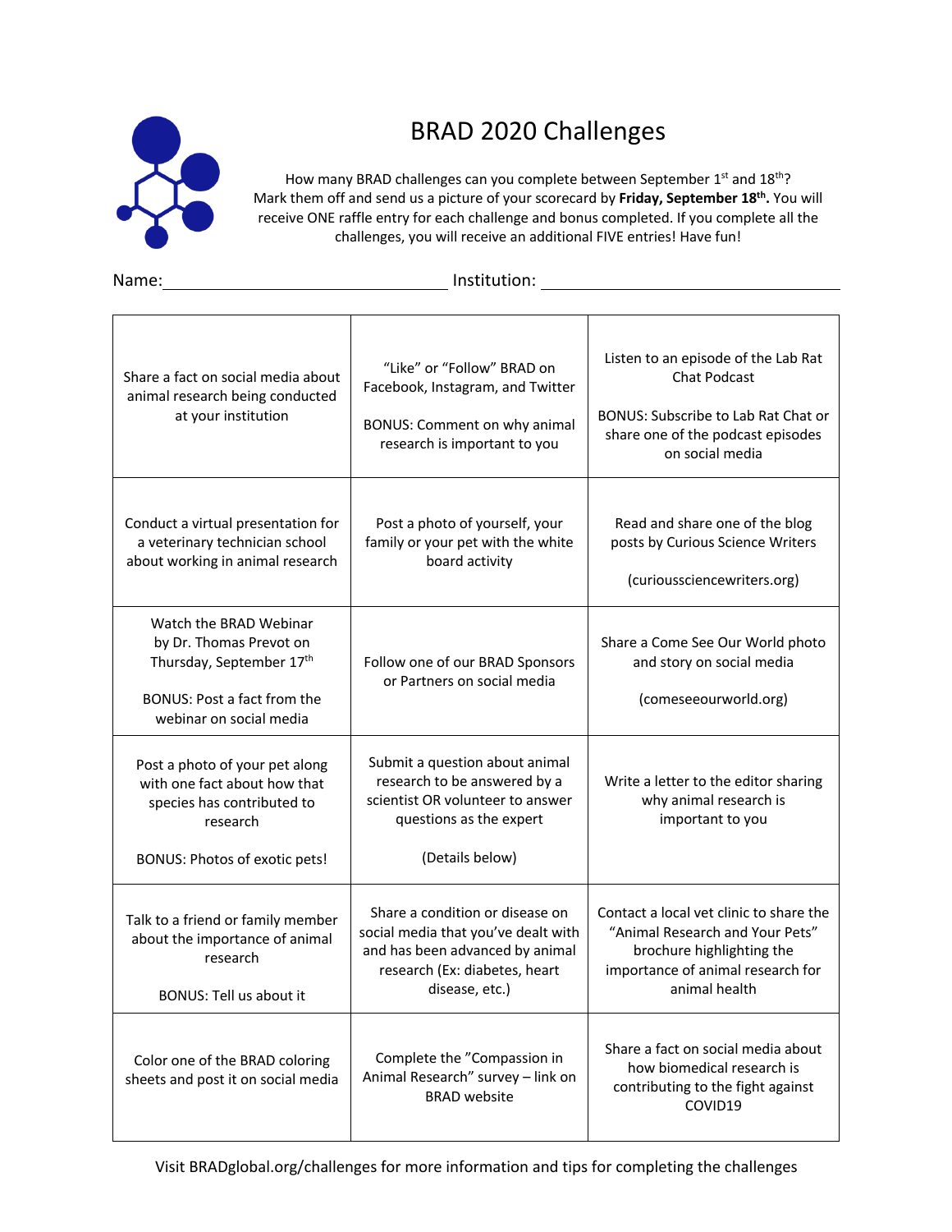# BRAD 2020 Challenges

How many BRAD challenges can you complete between September 1st and 18th? Mark them off and send us a picture of your scorecard by **Friday, September 18th.** You will receive ONE raffle entry for each challenge and bonus completed. If you complete all the challenges, you will receive an additional FIVE entries! Have fun!

Name: ______________________________ Institution: ______________________________

| | | |
|---|---|---|
| Share a fact on social media about animal research being conducted at your institution | "Like" or "Follow" BRAD on Facebook, Instagram, and Twitter<br><br>BONUS: Comment on why animal research is important to you | Listen to an episode of the Lab Rat Chat Podcast<br><br>BONUS: Subscribe to Lab Rat Chat or share one of the podcast episodes on social media |
| Conduct a virtual presentation for a veterinary technician school about working in animal research | Post a photo of yourself, your family or your pet with the white board activity | Read and share one of the blog posts by Curious Science Writers<br><br>(curioussciencewriters.org) |
| Watch the BRAD Webinar by Dr. Thomas Prevot on Thursday, September 17th<br><br>BONUS: Post a fact from the webinar on social media | Follow one of our BRAD Sponsors or Partners on social media | Share a Come See Our World photo and story on social media<br><br>(comeseeourworld.org) |
| Post a photo of your pet along with one fact about how that species has contributed to research<br><br>BONUS: Photos of exotic pets! | Submit a question about animal research to be answered by a scientist OR volunteer to answer questions as the expert<br><br>(Details below) | Write a letter to the editor sharing why animal research is important to you |
| Talk to a friend or family member about the importance of animal research<br><br>BONUS: Tell us about it | Share a condition or disease on social media that you've dealt with and has been advanced by animal research (Ex: diabetes, heart disease, etc.) | Contact a local vet clinic to share the "Animal Research and Your Pets" brochure highlighting the importance of animal research for animal health |
| Color one of the BRAD coloring sheets and post it on social media | Complete the "Compassion in Animal Research" survey – link on BRAD website | Share a fact on social media about how biomedical research is contributing to the fight against COVID19 |

Visit BRADglobal.org/challenges for more information and tips for completing the challenges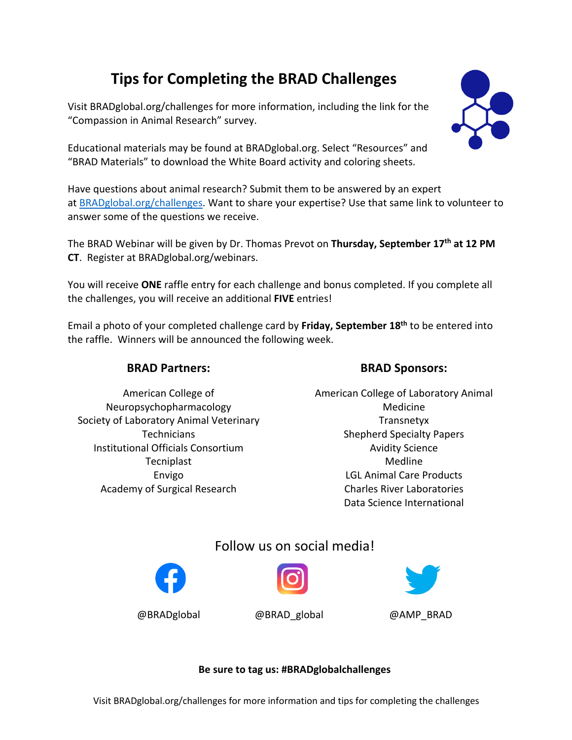# Tips for Completing the BRAD Challenges

Visit BRADglobal.org/challenges for more information, including the link for the "Compassion in Animal Research" survey.

Educational materials may be found at BRADglobal.org. Select "Resources" and "BRAD Materials" to download the White Board activity and coloring sheets.

Have questions about animal research? Submit them to be answered by an expert at [BRADglobal.org/challenges](BRADglobal.org/challenges). Want to share your expertise? Use that same link to volunteer to answer some of the questions we receive.

The BRAD Webinar will be given by Dr. Thomas Prevot on **Thursday, September 17th at 12 PM CT**. Register at BRADglobal.org/webinars.

You will receive **ONE** raffle entry for each challenge and bonus completed. If you complete all the challenges, you will receive an additional **FIVE** entries!

Email a photo of your completed challenge card by **Friday, September 18th** to be entered into the raffle. Winners will be announced the following week.

### BRAD Partners:

American College of Neuropsychopharmacology
Society of Laboratory Animal Veterinary Technicians
Institutional Officials Consortium
Tecniplast
Envigo
Academy of Surgical Research

### BRAD Sponsors:

American College of Laboratory Animal Medicine
Transnetyx
Shepherd Specialty Papers
Avidity Science
Medline
LGL Animal Care Products
Charles River Laboratories
Data Science International

Follow us on social media!

@BRADglobal

@BRAD_global

@AMP_BRAD

**Be sure to tag us: #BRADglobalchallenges**

Visit BRADglobal.org/challenges for more information and tips for completing the challenges